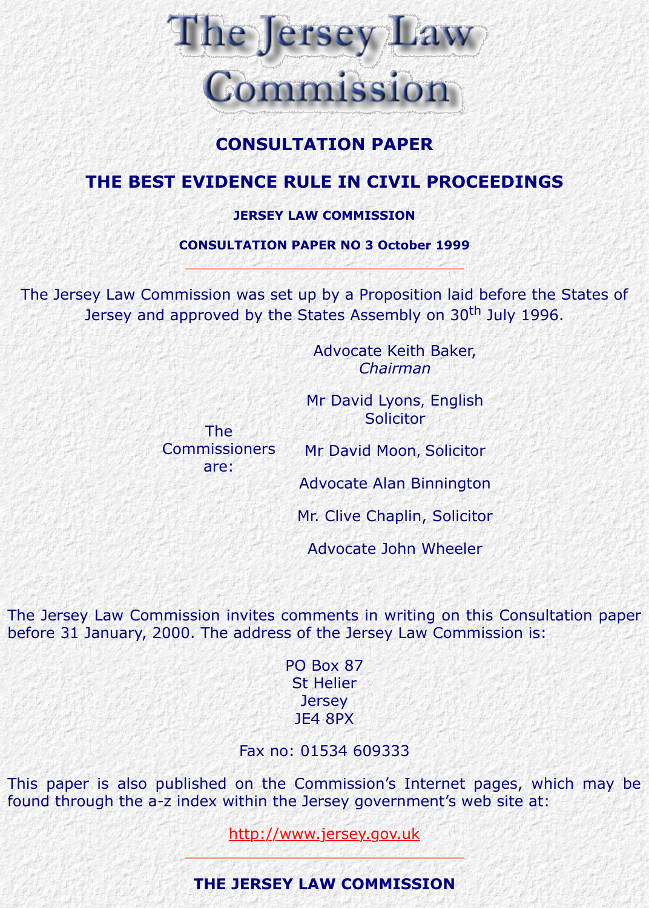# The Jersey Law Commission

## CONSULTATION PAPER

## THE BEST EVIDENCE RULE IN CIVIL PROCEEDINGS

**JERSEY LAW COMMISSION**

**CONSULTATION PAPER NO 3 October 1999**

---

The Jersey Law Commission was set up by a Proposition laid before the States of Jersey and approved by the States Assembly on 30th July 1996.

The Commissioners are:

Advocate Keith Baker, *Chairman*

Mr David Lyons, English Solicitor

Mr David Moon, Solicitor

Advocate Alan Binnington

Mr. Clive Chaplin, Solicitor

Advocate John Wheeler

The Jersey Law Commission invites comments in writing on this Consultation paper before 31 January, 2000. The address of the Jersey Law Commission is:

PO Box 87
St Helier
Jersey
JE4 8PX

Fax no: 01534 609333

This paper is also published on the Commission's Internet pages, which may be found through the a-z index within the Jersey government's web site at:

http://www.jersey.gov.uk

---

**THE JERSEY LAW COMMISSION**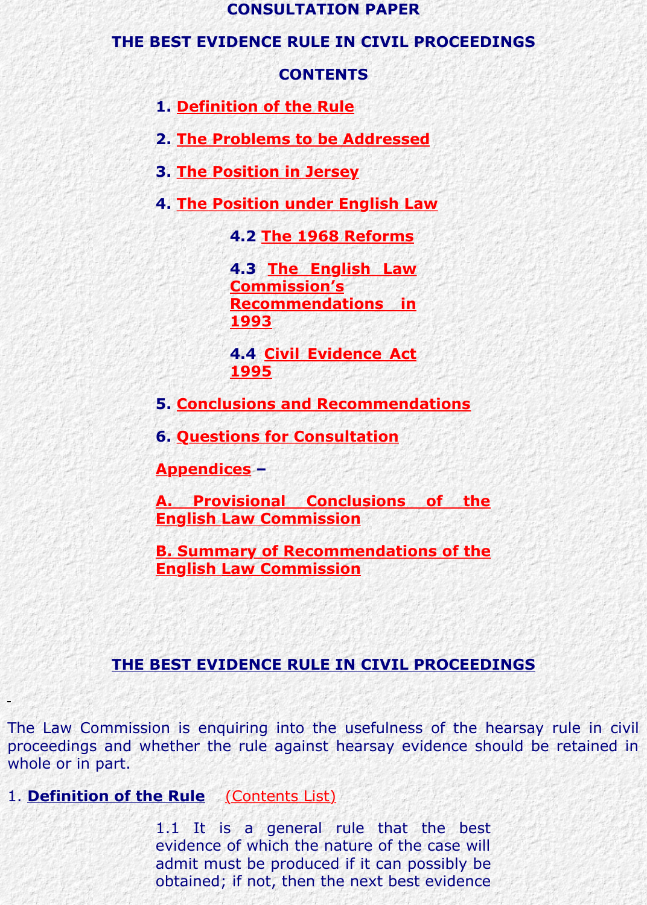# CONSULTATION PAPER

## THE BEST EVIDENCE RULE IN CIVIL PROCEEDINGS

### CONTENTS

1. Definition of the Rule
2. The Problems to be Addressed
3. The Position in Jersey
4. The Position under English Law
   - 4.2 The 1968 Reforms
   - 4.3 The English Law Commission's Recommendations in 1993
   - 4.4 Civil Evidence Act 1995
5. Conclusions and Recommendations
6. Questions for Consultation

Appendices –

A. Provisional Conclusions of the English Law Commission

B. Summary of Recommendations of the English Law Commission

## THE BEST EVIDENCE RULE IN CIVIL PROCEEDINGS

The Law Commission is enquiring into the usefulness of the hearsay rule in civil proceedings and whether the rule against hearsay evidence should be retained in whole or in part.

### 1. Definition of the Rule (Contents List)

1.1 It is a general rule that the best evidence of which the nature of the case will admit must be produced if it can possibly be obtained; if not, then the next best evidence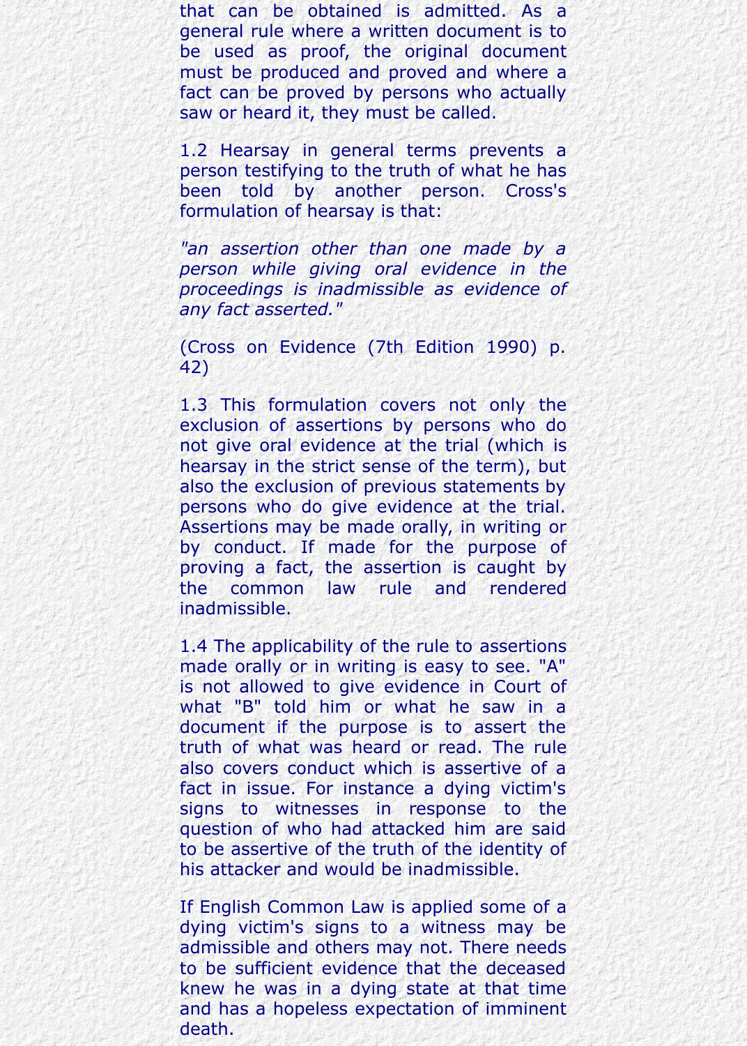that can be obtained is admitted. As a general rule where a written document is to be used as proof, the original document must be produced and proved and where a fact can be proved by persons who actually saw or heard it, they must be called.

1.2 Hearsay in general terms prevents a person testifying to the truth of what he has been told by another person. Cross's formulation of hearsay is that:

*"an assertion other than one made by a person while giving oral evidence in the proceedings is inadmissible as evidence of any fact asserted."*

(Cross on Evidence (7th Edition 1990) p. 42)

1.3 This formulation covers not only the exclusion of assertions by persons who do not give oral evidence at the trial (which is hearsay in the strict sense of the term), but also the exclusion of previous statements by persons who do give evidence at the trial. Assertions may be made orally, in writing or by conduct. If made for the purpose of proving a fact, the assertion is caught by the common law rule and rendered inadmissible.

1.4 The applicability of the rule to assertions made orally or in writing is easy to see. "A" is not allowed to give evidence in Court of what "B" told him or what he saw in a document if the purpose is to assert the truth of what was heard or read. The rule also covers conduct which is assertive of a fact in issue. For instance a dying victim's signs to witnesses in response to the question of who had attacked him are said to be assertive of the truth of the identity of his attacker and would be inadmissible.

If English Common Law is applied some of a dying victim's signs to a witness may be admissible and others may not. There needs to be sufficient evidence that the deceased knew he was in a dying state at that time and has a hopeless expectation of imminent death.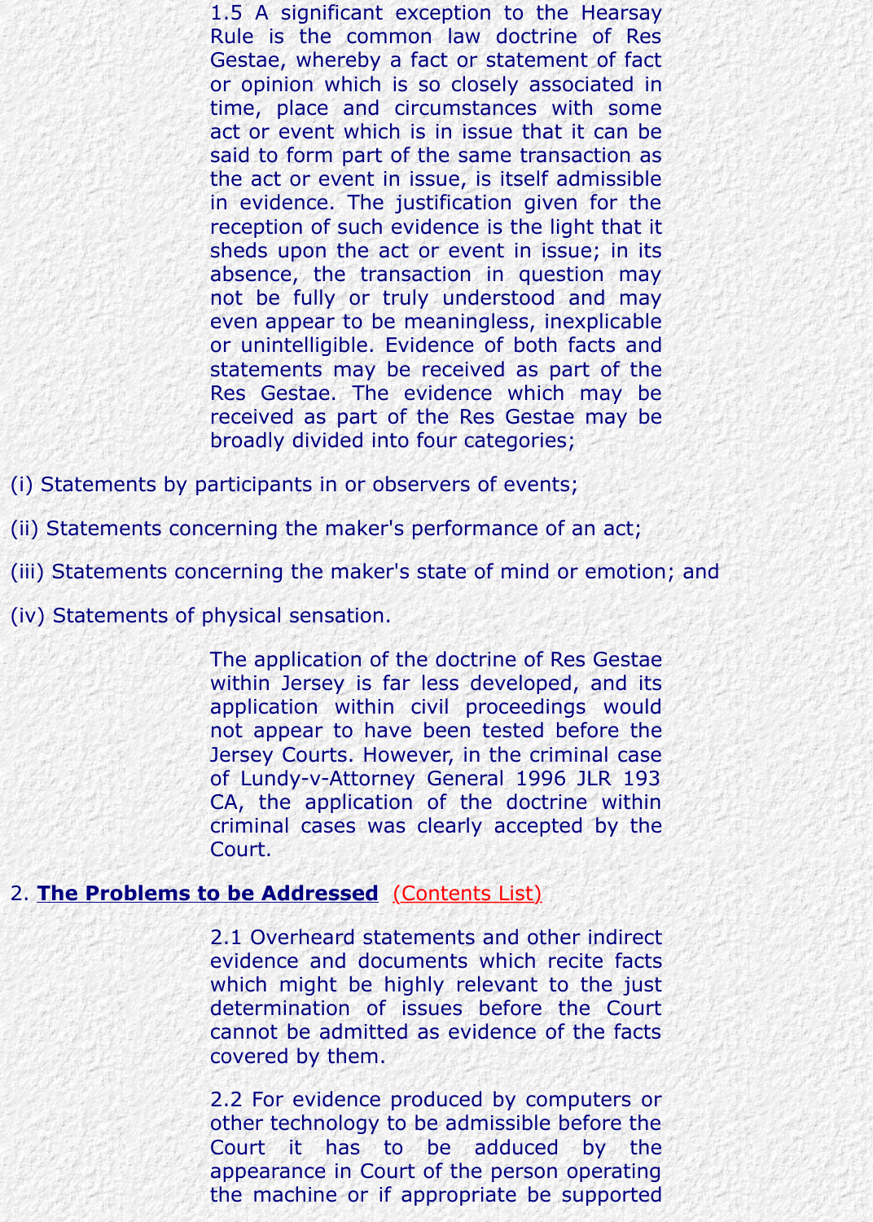1.5 A significant exception to the Hearsay Rule is the common law doctrine of Res Gestae, whereby a fact or statement of fact or opinion which is so closely associated in time, place and circumstances with some act or event which is in issue that it can be said to form part of the same transaction as the act or event in issue, is itself admissible in evidence. The justification given for the reception of such evidence is the light that it sheds upon the act or event in issue; in its absence, the transaction in question may not be fully or truly understood and may even appear to be meaningless, inexplicable or unintelligible. Evidence of both facts and statements may be received as part of the Res Gestae. The evidence which may be received as part of the Res Gestae may be broadly divided into four categories;

(i) Statements by participants in or observers of events;

(ii) Statements concerning the maker's performance of an act;

(iii) Statements concerning the maker's state of mind or emotion; and

(iv) Statements of physical sensation.

The application of the doctrine of Res Gestae within Jersey is far less developed, and its application within civil proceedings would not appear to have been tested before the Jersey Courts. However, in the criminal case of Lundy-v-Attorney General 1996 JLR 193 CA, the application of the doctrine within criminal cases was clearly accepted by the Court.

## 2. **The Problems to be Addressed** (Contents List)

2.1 Overheard statements and other indirect evidence and documents which recite facts which might be highly relevant to the just determination of issues before the Court cannot be admitted as evidence of the facts covered by them.

2.2 For evidence produced by computers or other technology to be admissible before the Court it has to be adduced by the appearance in Court of the person operating the machine or if appropriate be supported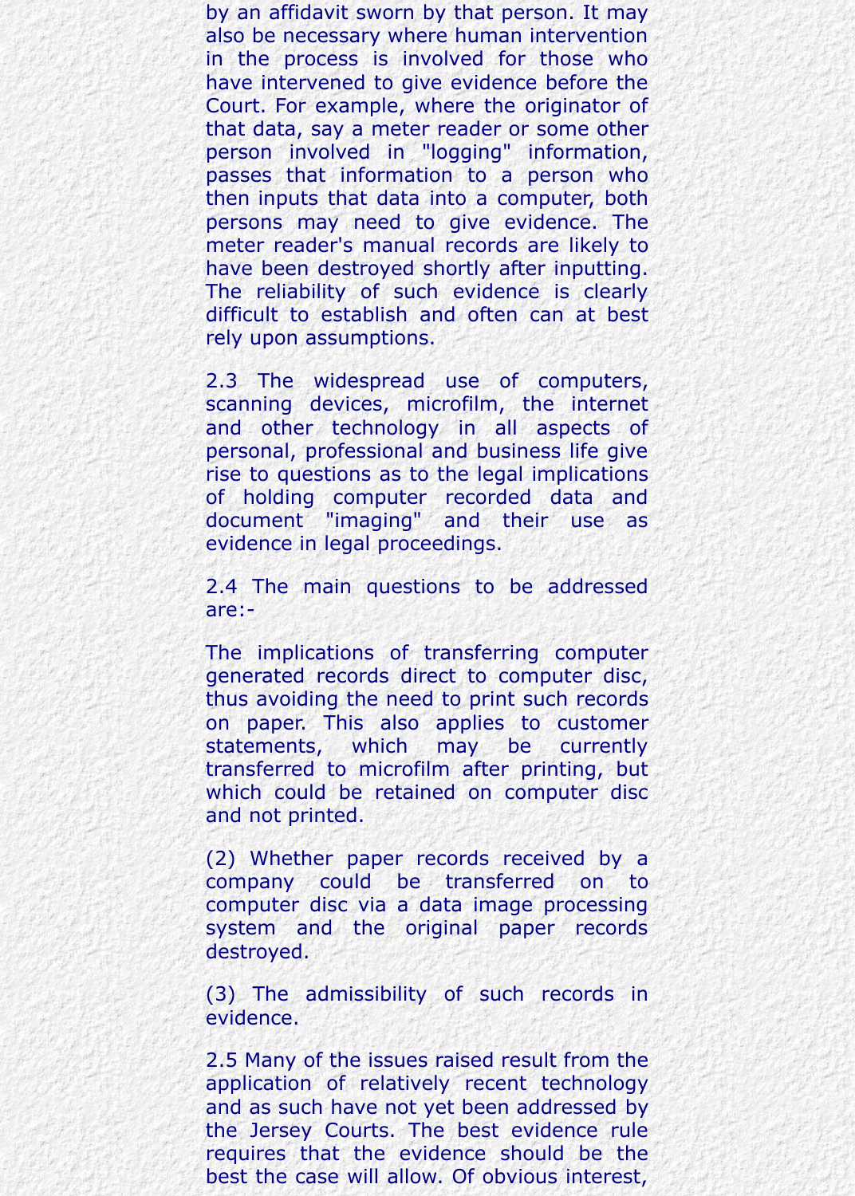by an affidavit sworn by that person. It may also be necessary where human intervention in the process is involved for those who have intervened to give evidence before the Court. For example, where the originator of that data, say a meter reader or some other person involved in "logging" information, passes that information to a person who then inputs that data into a computer, both persons may need to give evidence. The meter reader's manual records are likely to have been destroyed shortly after inputting. The reliability of such evidence is clearly difficult to establish and often can at best rely upon assumptions.

2.3 The widespread use of computers, scanning devices, microfilm, the internet and other technology in all aspects of personal, professional and business life give rise to questions as to the legal implications of holding computer recorded data and document "imaging" and their use as evidence in legal proceedings.

2.4 The main questions to be addressed are:-

The implications of transferring computer generated records direct to computer disc, thus avoiding the need to print such records on paper. This also applies to customer statements, which may be currently transferred to microfilm after printing, but which could be retained on computer disc and not printed.

(2) Whether paper records received by a company could be transferred on to computer disc via a data image processing system and the original paper records destroyed.

(3) The admissibility of such records in evidence.

2.5 Many of the issues raised result from the application of relatively recent technology and as such have not yet been addressed by the Jersey Courts. The best evidence rule requires that the evidence should be the best the case will allow. Of obvious interest,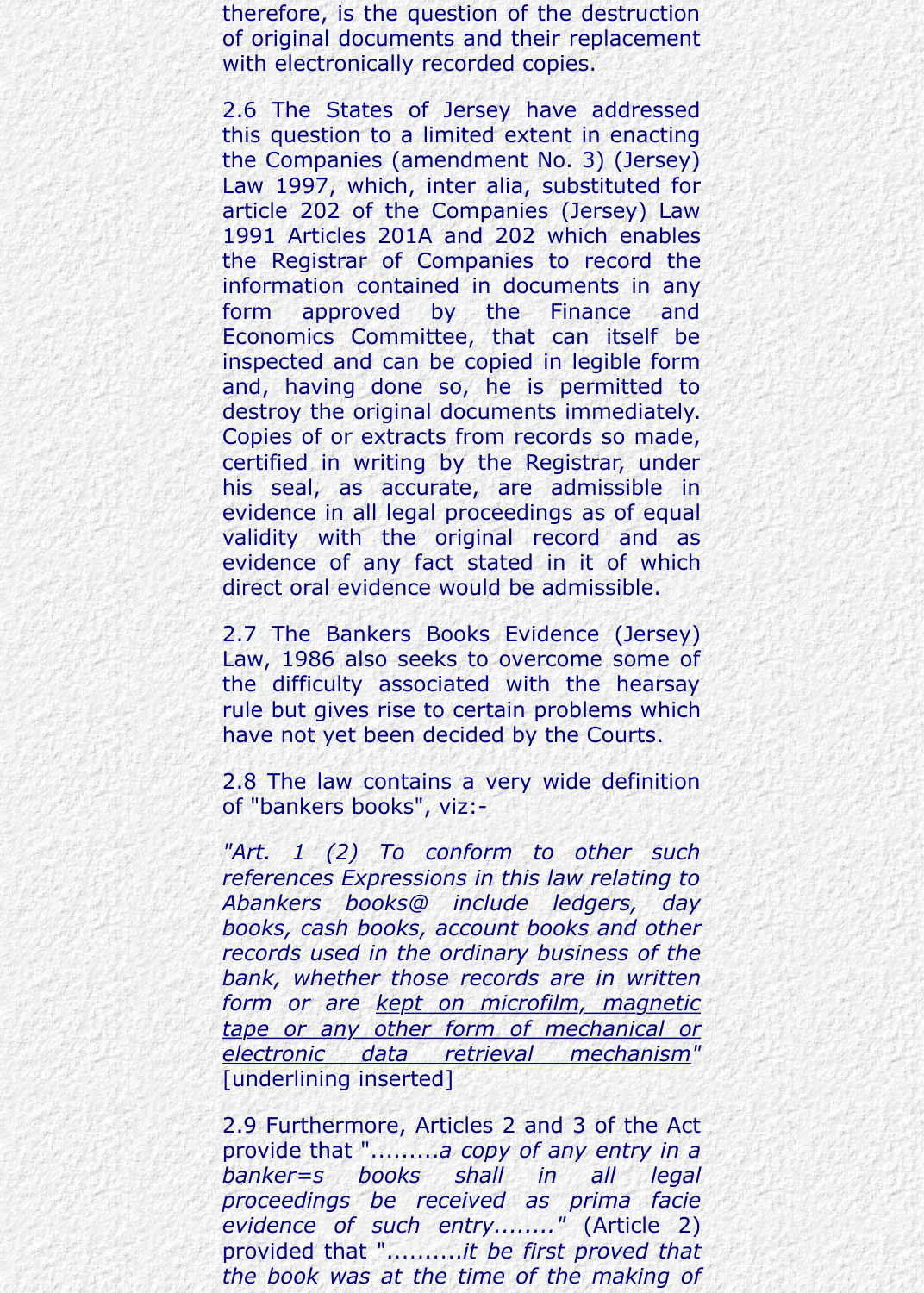therefore, is the question of the destruction of original documents and their replacement with electronically recorded copies.

2.6 The States of Jersey have addressed this question to a limited extent in enacting the Companies (amendment No. 3) (Jersey) Law 1997, which, inter alia, substituted for article 202 of the Companies (Jersey) Law 1991 Articles 201A and 202 which enables the Registrar of Companies to record the information contained in documents in any form approved by the Finance and Economics Committee, that can itself be inspected and can be copied in legible form and, having done so, he is permitted to destroy the original documents immediately. Copies of or extracts from records so made, certified in writing by the Registrar, under his seal, as accurate, are admissible in evidence in all legal proceedings as of equal validity with the original record and as evidence of any fact stated in it of which direct oral evidence would be admissible.

2.7 The Bankers Books Evidence (Jersey) Law, 1986 also seeks to overcome some of the difficulty associated with the hearsay rule but gives rise to certain problems which have not yet been decided by the Courts.

2.8 The law contains a very wide definition of "bankers books", viz:-

*"Art. 1 (2) To conform to other such references Expressions in this law relating to Abankers books@ include ledgers, day books, cash books, account books and other records used in the ordinary business of the bank, whether those records are in written form or are <u>kept on microfilm, magnetic tape or any other form of mechanical or electronic data retrieval mechanism</u>"* [underlining inserted]

2.9 Furthermore, Articles 2 and 3 of the Act provide that ".........*a copy of any entry in a banker=s books shall in all legal proceedings be received as prima facie evidence of such entry........*" (Article 2) provided that ".........*it be first proved that the book was at the time of the making of*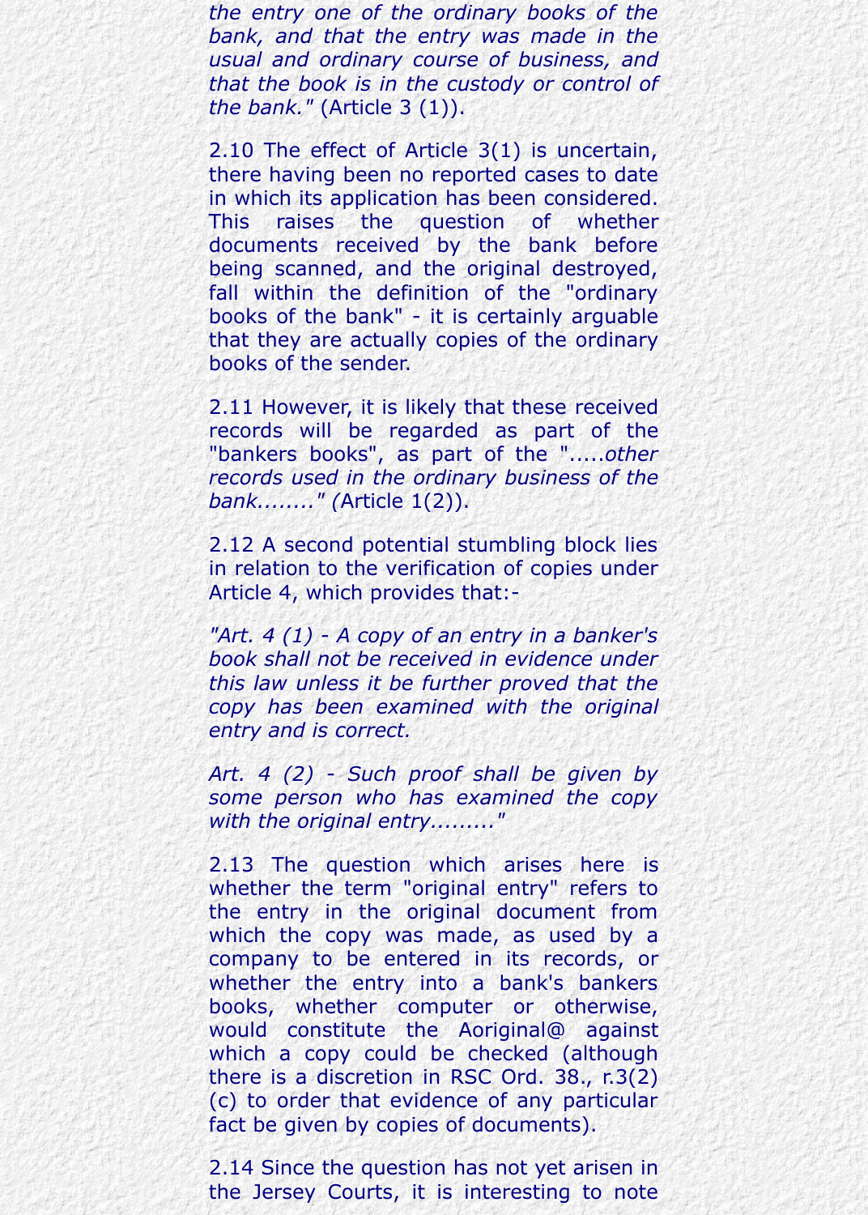*the entry one of the ordinary books of the bank, and that the entry was made in the usual and ordinary course of business, and that the book is in the custody or control of the bank."* (Article 3 (1)).

2.10 The effect of Article 3(1) is uncertain, there having been no reported cases to date in which its application has been considered. This raises the question of whether documents received by the bank before being scanned, and the original destroyed, fall within the definition of the "ordinary books of the bank" - it is certainly arguable that they are actually copies of the ordinary books of the sender.

2.11 However, it is likely that these received records will be regarded as part of the "bankers books", as part of the ".....*other records used in the ordinary business of the bank........"* (Article 1(2)).

2.12 A second potential stumbling block lies in relation to the verification of copies under Article 4, which provides that:-

*"Art. 4 (1) - A copy of an entry in a banker's book shall not be received in evidence under this law unless it be further proved that the copy has been examined with the original entry and is correct.*

*Art. 4 (2) - Such proof shall be given by some person who has examined the copy with the original entry........."*

2.13 The question which arises here is whether the term "original entry" refers to the entry in the original document from which the copy was made, as used by a company to be entered in its records, or whether the entry into a bank's bankers books, whether computer or otherwise, would constitute the Aoriginal@ against which a copy could be checked (although there is a discretion in RSC Ord. 38., r.3(2)(c) to order that evidence of any particular fact be given by copies of documents).

2.14 Since the question has not yet arisen in the Jersey Courts, it is interesting to note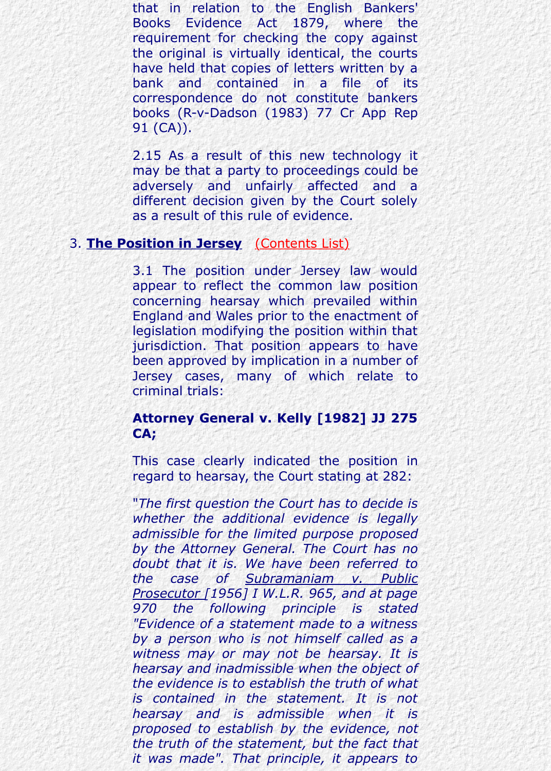that in relation to the English Bankers' Books Evidence Act 1879, where the requirement for checking the copy against the original is virtually identical, the courts have held that copies of letters written by a bank and contained in a file of its correspondence do not constitute bankers books (R-v-Dadson (1983) 77 Cr App Rep 91 (CA)).

2.15 As a result of this new technology it may be that a party to proceedings could be adversely and unfairly affected and a different decision given by the Court solely as a result of this rule of evidence.

## 3. **The Position in Jersey** (Contents List)

3.1 The position under Jersey law would appear to reflect the common law position concerning hearsay which prevailed within England and Wales prior to the enactment of legislation modifying the position within that jurisdiction. That position appears to have been approved by implication in a number of Jersey cases, many of which relate to criminal trials:

**Attorney General v. Kelly [1982] JJ 275 CA;**

This case clearly indicated the position in regard to hearsay, the Court stating at 282:

"*The first question the Court has to decide is whether the additional evidence is legally admissible for the limited purpose proposed by the Attorney General. The Court has no doubt that it is. We have been referred to the case of Subramaniam v. Public Prosecutor [1956] I W.L.R. 965, and at page 970 the following principle is stated "Evidence of a statement made to a witness by a person who is not himself called as a witness may or may not be hearsay. It is hearsay and inadmissible when the object of the evidence is to establish the truth of what is contained in the statement. It is not hearsay and is admissible when it is proposed to establish by the evidence, not the truth of the statement, but the fact that it was made". That principle, it appears to*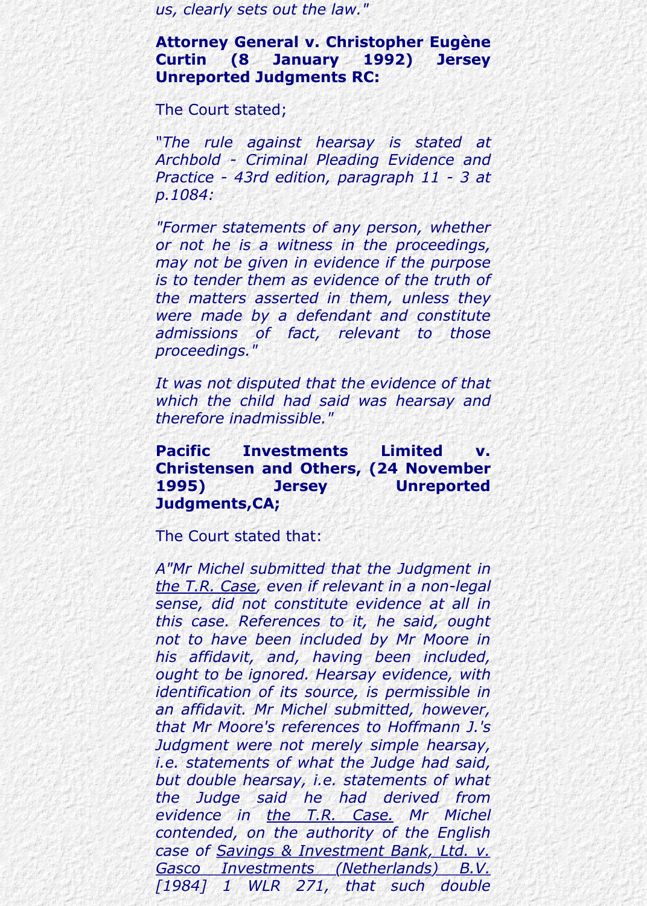*us, clearly sets out the law."*

**Attorney General v. Christopher Eugène Curtin (8 January 1992) Jersey Unreported Judgments RC:**

The Court stated;

*"The rule against hearsay is stated at Archbold - Criminal Pleading Evidence and Practice - 43rd edition, paragraph 11 - 3 at p.1084:*

*"Former statements of any person, whether or not he is a witness in the proceedings, may not be given in evidence if the purpose is to tender them as evidence of the truth of the matters asserted in them, unless they were made by a defendant and constitute admissions of fact, relevant to those proceedings."*

*It was not disputed that the evidence of that which the child had said was hearsay and therefore inadmissible."*

**Pacific Investments Limited v. Christensen and Others, (24 November 1995) Jersey Unreported Judgments,CA;**

The Court stated that:

*A"Mr Michel submitted that the Judgment in the T.R. Case, even if relevant in a non-legal sense, did not constitute evidence at all in this case. References to it, he said, ought not to have been included by Mr Moore in his affidavit, and, having been included, ought to be ignored. Hearsay evidence, with identification of its source, is permissible in an affidavit. Mr Michel submitted, however, that Mr Moore's references to Hoffmann J.'s Judgment were not merely simple hearsay, i.e. statements of what the Judge had said, but double hearsay, i.e. statements of what the Judge said he had derived from evidence in the T.R. Case. Mr Michel contended, on the authority of the English case of Savings & Investment Bank, Ltd. v. Gasco Investments (Netherlands) B.V. [1984] 1 WLR 271, that such double*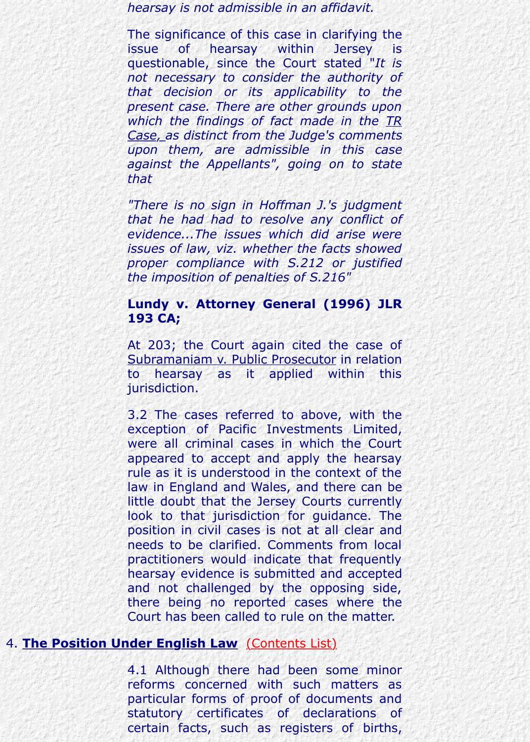*hearsay is not admissible in an affidavit.*

The significance of this case in clarifying the issue of hearsay within Jersey is questionable, since the Court stated "*It is not necessary to consider the authority of that decision or its applicability to the present case. There are other grounds upon which the findings of fact made in the TR Case, as distinct from the Judge's comments upon them, are admissible in this case against the Appellants*", going on to state that

*"There is no sign in Hoffman J.'s judgment that he had had to resolve any conflict of evidence...The issues which did arise were issues of law, viz. whether the facts showed proper compliance with S.212 or justified the imposition of penalties of S.216"*

**Lundy v. Attorney General (1996) JLR 193 CA;**

At 203; the Court again cited the case of Subramaniam v. Public Prosecutor in relation to hearsay as it applied within this jurisdiction.

3.2 The cases referred to above, with the exception of Pacific Investments Limited, were all criminal cases in which the Court appeared to accept and apply the hearsay rule as it is understood in the context of the law in England and Wales, and there can be little doubt that the Jersey Courts currently look to that jurisdiction for guidance. The position in civil cases is not at all clear and needs to be clarified. Comments from local practitioners would indicate that frequently hearsay evidence is submitted and accepted and not challenged by the opposing side, there being no reported cases where the Court has been called to rule on the matter.

## 4. The Position Under English Law (Contents List)

4.1 Although there had been some minor reforms concerned with such matters as particular forms of proof of documents and statutory certificates of declarations of certain facts, such as registers of births,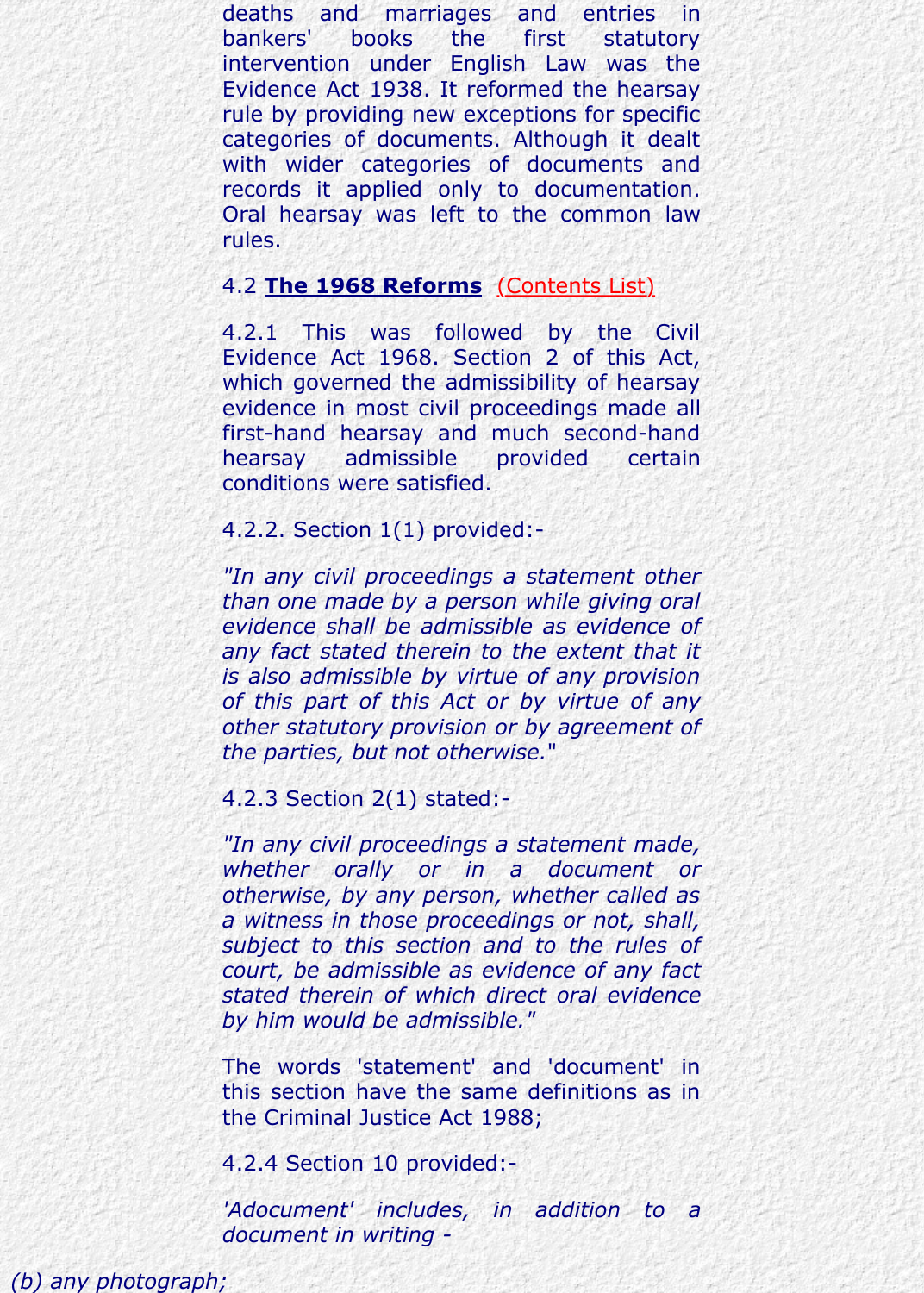deaths and marriages and entries in bankers' books the first statutory intervention under English Law was the Evidence Act 1938. It reformed the hearsay rule by providing new exceptions for specific categories of documents. Although it dealt with wider categories of documents and records it applied only to documentation. Oral hearsay was left to the common law rules.

## 4.2 **The 1968 Reforms** (Contents List)

4.2.1 This was followed by the Civil Evidence Act 1968. Section 2 of this Act, which governed the admissibility of hearsay evidence in most civil proceedings made all first-hand hearsay and much second-hand hearsay admissible provided certain conditions were satisfied.

4.2.2. Section 1(1) provided:-

*"In any civil proceedings a statement other than one made by a person while giving oral evidence shall be admissible as evidence of any fact stated therein to the extent that it is also admissible by virtue of any provision of this part of this Act or by virtue of any other statutory provision or by agreement of the parties, but not otherwise."*

4.2.3 Section 2(1) stated:-

*"In any civil proceedings a statement made, whether orally or in a document or otherwise, by any person, whether called as a witness in those proceedings or not, shall, subject to this section and to the rules of court, be admissible as evidence of any fact stated therein of which direct oral evidence by him would be admissible."*

The words 'statement' and 'document' in this section have the same definitions as in the Criminal Justice Act 1988;

4.2.4 Section 10 provided:-

*'Adocument' includes, in addition to a document in writing -*

*(b) any photograph;*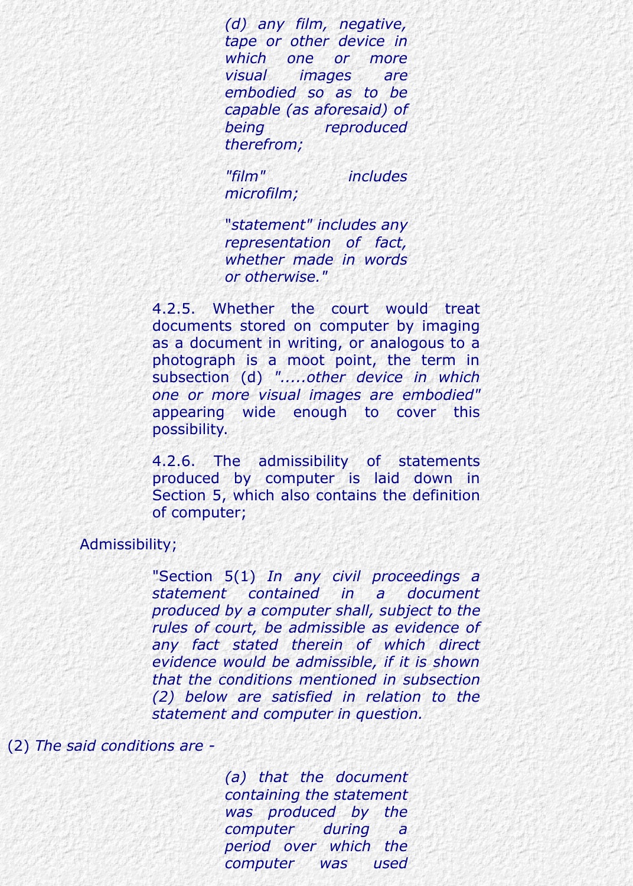> *(d) any film, negative, tape or other device in which one or more visual images are embodied so as to be capable (as aforesaid) of being reproduced therefrom;*
>
> *"film" includes microfilm;*
>
> *"statement" includes any representation of fact, whether made in words or otherwise."*

4.2.5. Whether the court would treat documents stored on computer by imaging as a document in writing, or analogous to a photograph is a moot point, the term in subsection (d) *".....other device in which one or more visual images are embodied"* appearing wide enough to cover this possibility.

4.2.6. The admissibility of statements produced by computer is laid down in Section 5, which also contains the definition of computer;

Admissibility;

"Section 5(1) *In any civil proceedings a statement contained in a document produced by a computer shall, subject to the rules of court, be admissible as evidence of any fact stated therein of which direct evidence would be admissible, if it is shown that the conditions mentioned in subsection (2) below are satisfied in relation to the statement and computer in question.*

(2) *The said conditions are -*

> *(a) that the document containing the statement was produced by the computer during a period over which the computer was used*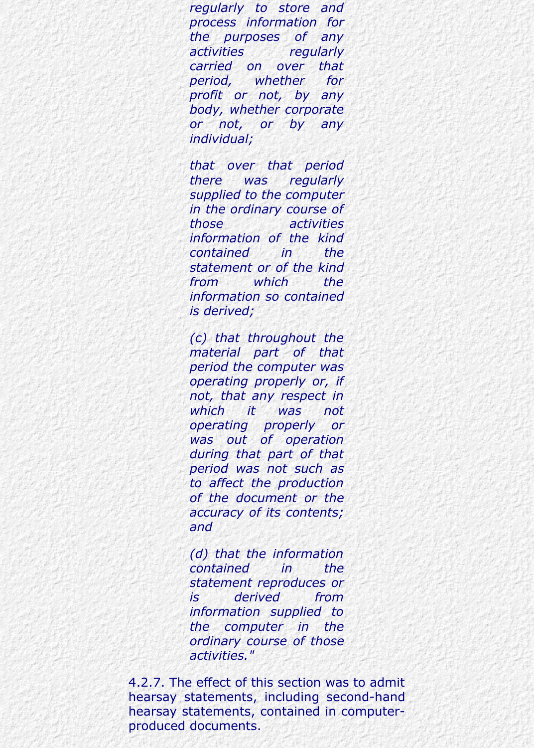*regularly to store and process information for the purposes of any activities regularly carried on over that period, whether for profit or not, by any body, whether corporate or not, or by any individual;*

*that over that period there was regularly supplied to the computer in the ordinary course of those activities information of the kind contained in the statement or of the kind from which the information so contained is derived;*

*(c) that throughout the material part of that period the computer was operating properly or, if not, that any respect in which it was not operating properly or was out of operation during that part of that period was not such as to affect the production of the document or the accuracy of its contents; and*

*(d) that the information contained in the statement reproduces or is derived from information supplied to the computer in the ordinary course of those activities."*

4.2.7. The effect of this section was to admit hearsay statements, including second-hand hearsay statements, contained in computer-produced documents.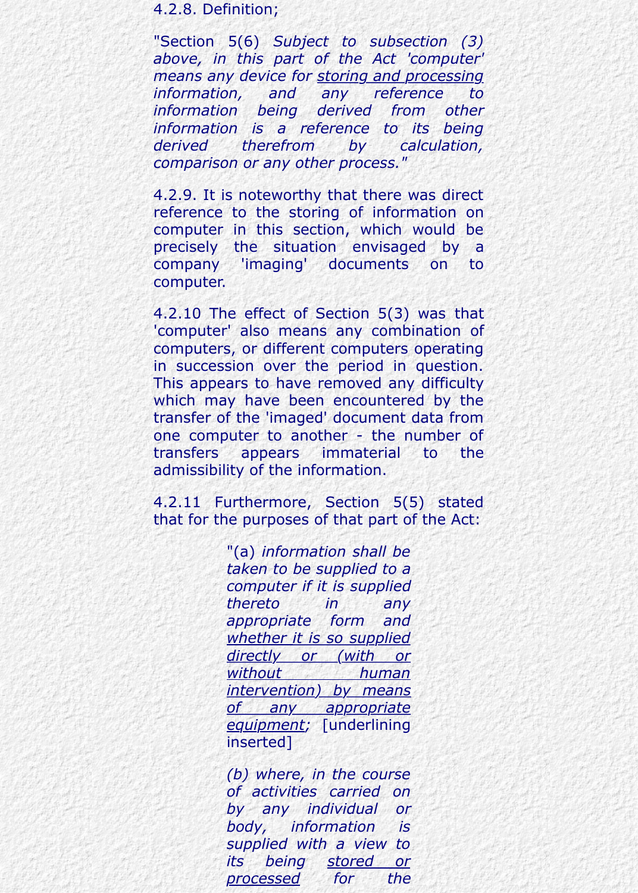4.2.8. Definition;

"Section 5(6) *Subject to subsection (3) above, in this part of the Act 'computer' means any device for <u>storing and processing</u> information, and any reference to information being derived from other information is a reference to its being derived therefrom by calculation, comparison or any other process."*

4.2.9. It is noteworthy that there was direct reference to the storing of information on computer in this section, which would be precisely the situation envisaged by a company 'imaging' documents on to computer.

4.2.10 The effect of Section 5(3) was that 'computer' also means any combination of computers, or different computers operating in succession over the period in question. This appears to have removed any difficulty which may have been encountered by the transfer of the 'imaged' document data from one computer to another - the number of transfers appears immaterial to the admissibility of the information.

4.2.11 Furthermore, Section 5(5) stated that for the purposes of that part of the Act:

> "(a) *information shall be taken to be supplied to a computer if it is supplied thereto in any appropriate form and <u>whether it is so supplied directly or (with or without human intervention) by means of any appropriate equipment</u>;* [underlining inserted]
>
> *(b) where, in the course of activities carried on by any individual or body, information is supplied with a view to its being <u>stored or processed</u> for the*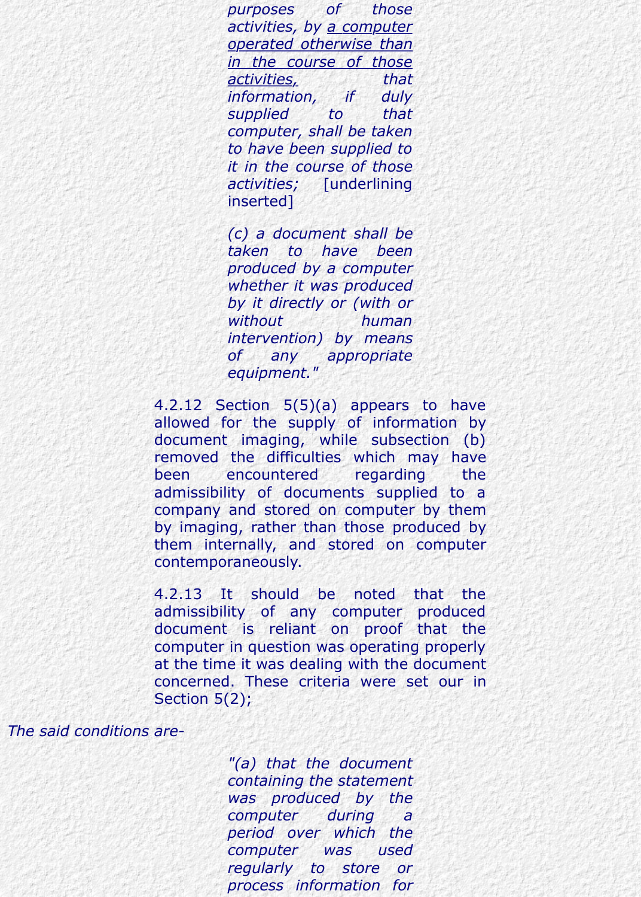> *purposes of those activities, by <u>a computer operated otherwise than in the course of those activities,</u> that information, if duly supplied to that computer, shall be taken to have been supplied to it in the course of those activities;* [underlining inserted]
>
> *(c) a document shall be taken to have been produced by a computer whether it was produced by it directly or (with or without human intervention) by means of any appropriate equipment."*

4.2.12 Section 5(5)(a) appears to have allowed for the supply of information by document imaging, while subsection (b) removed the difficulties which may have been encountered regarding the admissibility of documents supplied to a company and stored on computer by them by imaging, rather than those produced by them internally, and stored on computer contemporaneously.

4.2.13 It should be noted that the admissibility of any computer produced document is reliant on proof that the computer in question was operating properly at the time it was dealing with the document concerned. These criteria were set our in Section 5(2);

*The said conditions are-*

> *"(a) that the document containing the statement was produced by the computer during a period over which the computer was used regularly to store or process information for*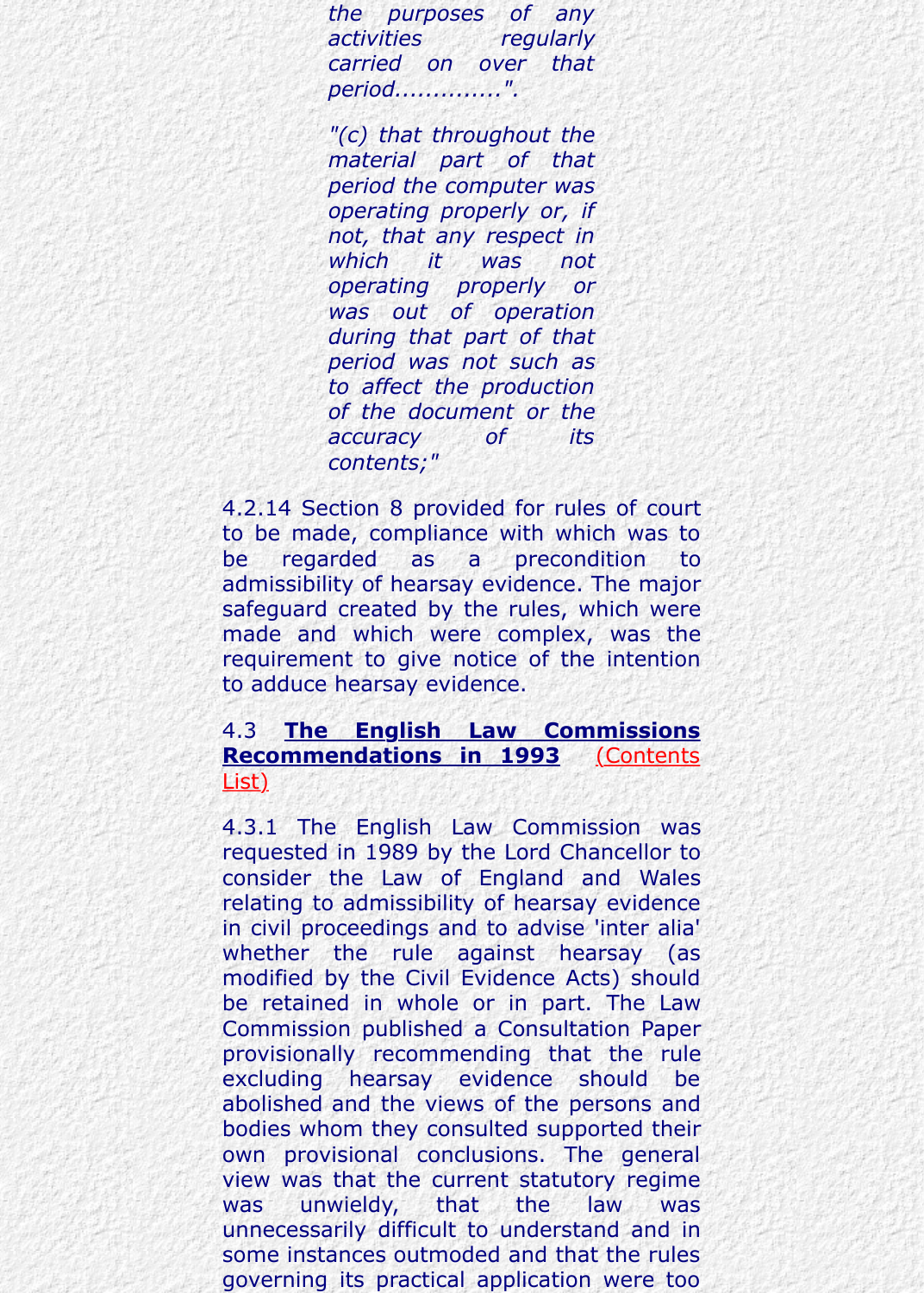*the purposes of any activities regularly carried on over that period.............".*

*"(c) that throughout the material part of that period the computer was operating properly or, if not, that any respect in which it was not operating properly or was out of operation during that part of that period was not such as to affect the production of the document or the accuracy of its contents;"*

4.2.14 Section 8 provided for rules of court to be made, compliance with which was to be regarded as a precondition to admissibility of hearsay evidence. The major safeguard created by the rules, which were made and which were complex, was the requirement to give notice of the intention to adduce hearsay evidence.

## 4.3 **The English Law Commissions Recommendations in 1993** (Contents List)

4.3.1 The English Law Commission was requested in 1989 by the Lord Chancellor to consider the Law of England and Wales relating to admissibility of hearsay evidence in civil proceedings and to advise 'inter alia' whether the rule against hearsay (as modified by the Civil Evidence Acts) should be retained in whole or in part. The Law Commission published a Consultation Paper provisionally recommending that the rule excluding hearsay evidence should be abolished and the views of the persons and bodies whom they consulted supported their own provisional conclusions. The general view was that the current statutory regime was unwieldy, that the law was unnecessarily difficult to understand and in some instances outmoded and that the rules governing its practical application were too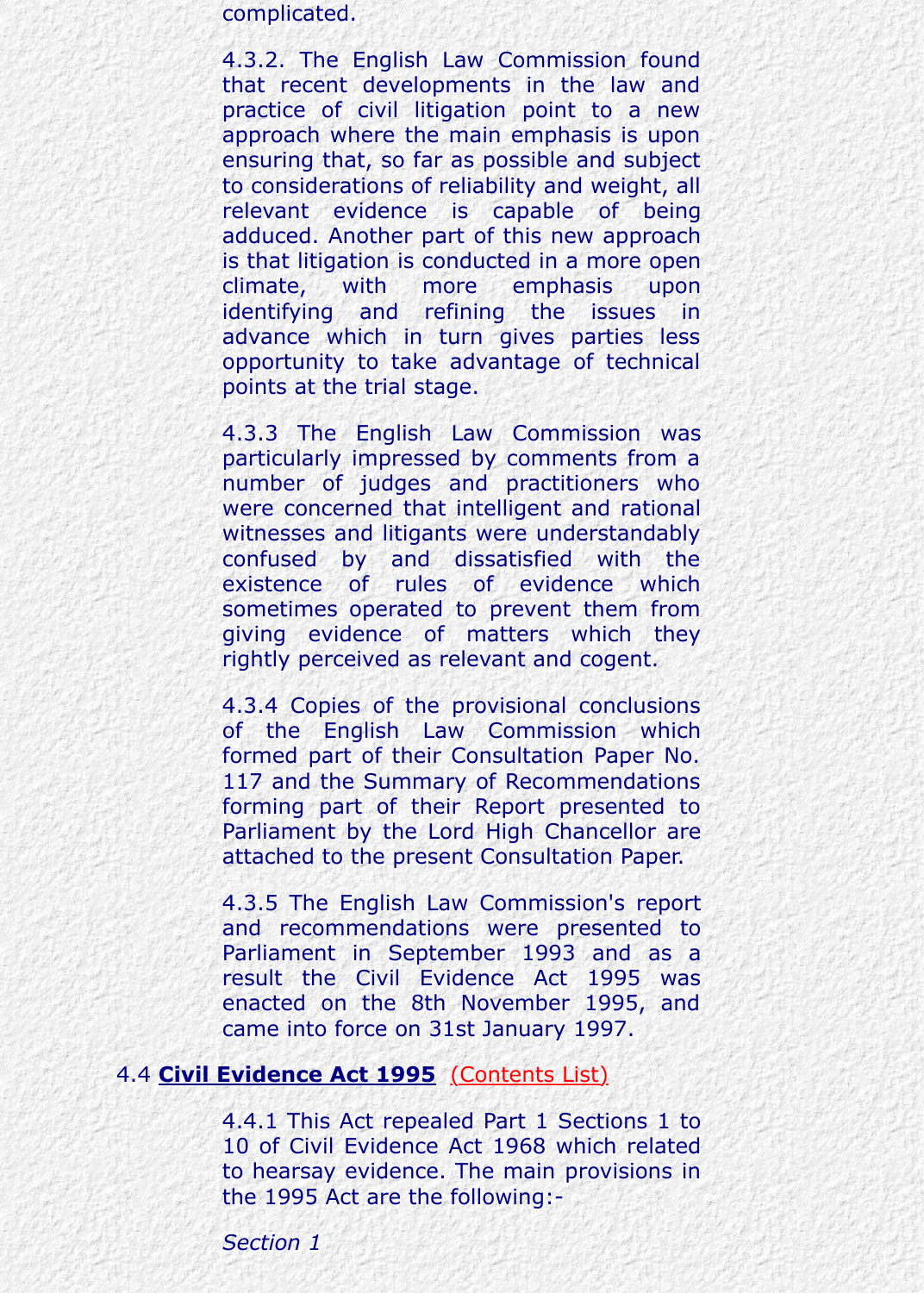complicated.

4.3.2. The English Law Commission found that recent developments in the law and practice of civil litigation point to a new approach where the main emphasis is upon ensuring that, so far as possible and subject to considerations of reliability and weight, all relevant evidence is capable of being adduced. Another part of this new approach is that litigation is conducted in a more open climate, with more emphasis upon identifying and refining the issues in advance which in turn gives parties less opportunity to take advantage of technical points at the trial stage.

4.3.3 The English Law Commission was particularly impressed by comments from a number of judges and practitioners who were concerned that intelligent and rational witnesses and litigants were understandably confused by and dissatisfied with the existence of rules of evidence which sometimes operated to prevent them from giving evidence of matters which they rightly perceived as relevant and cogent.

4.3.4 Copies of the provisional conclusions of the English Law Commission which formed part of their Consultation Paper No. 117 and the Summary of Recommendations forming part of their Report presented to Parliament by the Lord High Chancellor are attached to the present Consultation Paper.

4.3.5 The English Law Commission's report and recommendations were presented to Parliament in September 1993 and as a result the Civil Evidence Act 1995 was enacted on the 8th November 1995, and came into force on 31st January 1997.

## 4.4 **Civil Evidence Act 1995** (Contents List)

4.4.1 This Act repealed Part 1 Sections 1 to 10 of Civil Evidence Act 1968 which related to hearsay evidence. The main provisions in the 1995 Act are the following:-

*Section 1*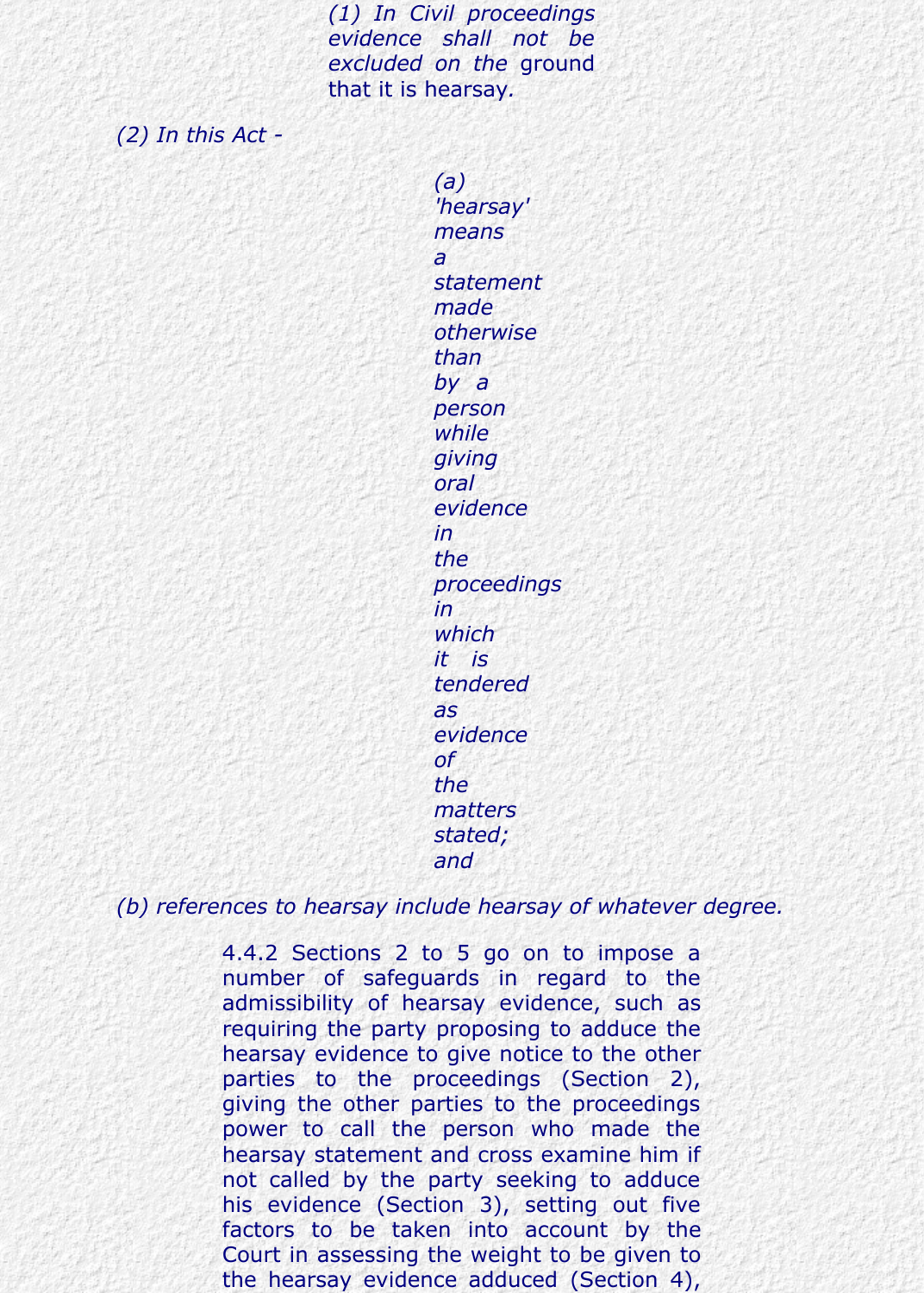*(1) In Civil proceedings evidence shall not be excluded on the* ground that it is hearsay*.*

*(2) In this Act -*

*(a) 'hearsay' means a statement made otherwise than by a person while giving oral evidence in the proceedings in which it is tendered as evidence of the matters stated; and*

*(b) references to hearsay include hearsay of whatever degree.*

4.4.2 Sections 2 to 5 go on to impose a number of safeguards in regard to the admissibility of hearsay evidence, such as requiring the party proposing to adduce the hearsay evidence to give notice to the other parties to the proceedings (Section 2), giving the other parties to the proceedings power to call the person who made the hearsay statement and cross examine him if not called by the party seeking to adduce his evidence (Section 3), setting out five factors to be taken into account by the Court in assessing the weight to be given to the hearsay evidence adduced (Section 4),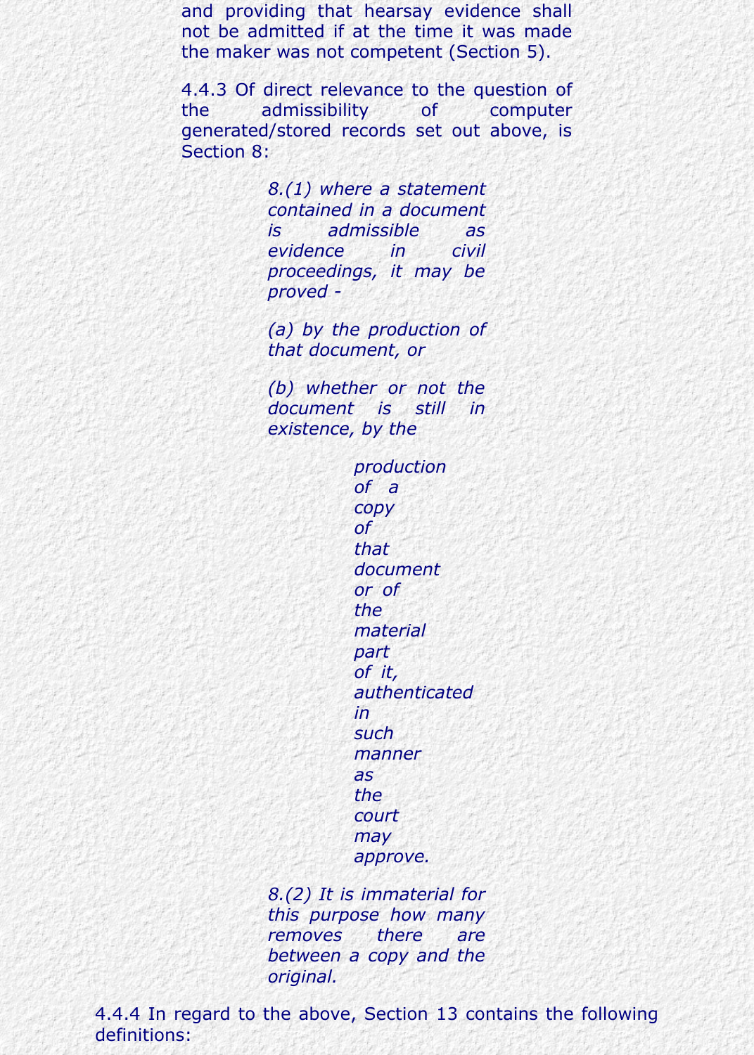and providing that hearsay evidence shall not be admitted if at the time it was made the maker was not competent (Section 5).

4.4.3 Of direct relevance to the question of the admissibility of computer generated/stored records set out above, is Section 8:

> *8.(1) where a statement contained in a document is admissible as evidence in civil proceedings, it may be proved -*
>
> *(a) by the production of that document, or*
>
> *(b) whether or not the document is still in existence, by the*
>
> > *production of a copy of that document or of the material part of it, authenticated in such manner as the court may approve.*
>
> *8.(2) It is immaterial for this purpose how many removes there are between a copy and the original.*

4.4.4 In regard to the above, Section 13 contains the following definitions: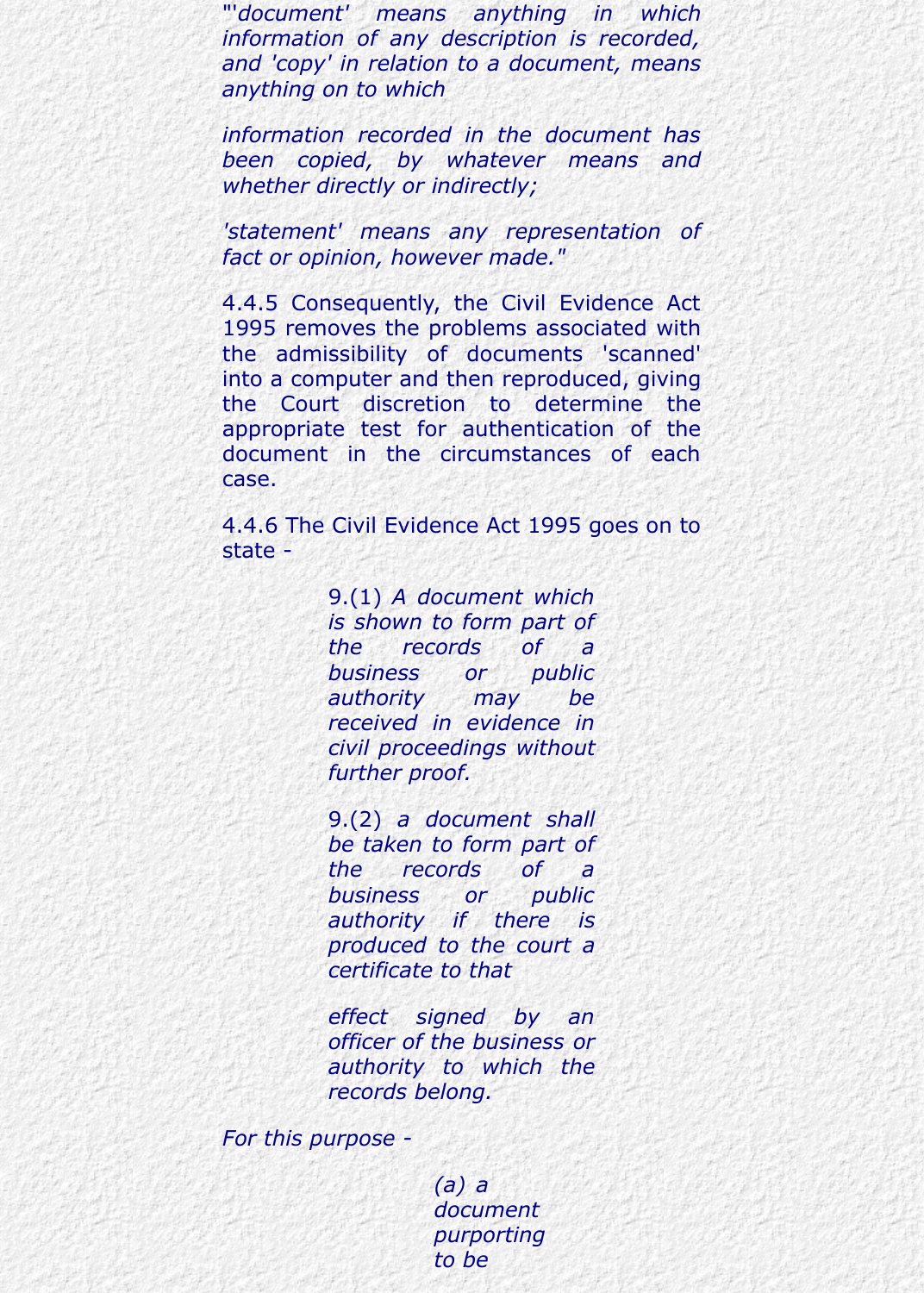*"'document' means anything in which information of any description is recorded, and 'copy' in relation to a document, means anything on to which*

*information recorded in the document has been copied, by whatever means and whether directly or indirectly;*

*'statement' means any representation of fact or opinion, however made."*

4.4.5 Consequently, the Civil Evidence Act 1995 removes the problems associated with the admissibility of documents 'scanned' into a computer and then reproduced, giving the Court discretion to determine the appropriate test for authentication of the document in the circumstances of each case.

4.4.6 The Civil Evidence Act 1995 goes on to state -

> 9.(1) *A document which is shown to form part of the records of a business or public authority may be received in evidence in civil proceedings without further proof.*
>
> 9.(2) *a document shall be taken to form part of the records of a business or public authority if there is produced to the court a certificate to that*
>
> *effect signed by an officer of the business or authority to which the records belong.*

*For this purpose -*

> *(a) a document purporting to be*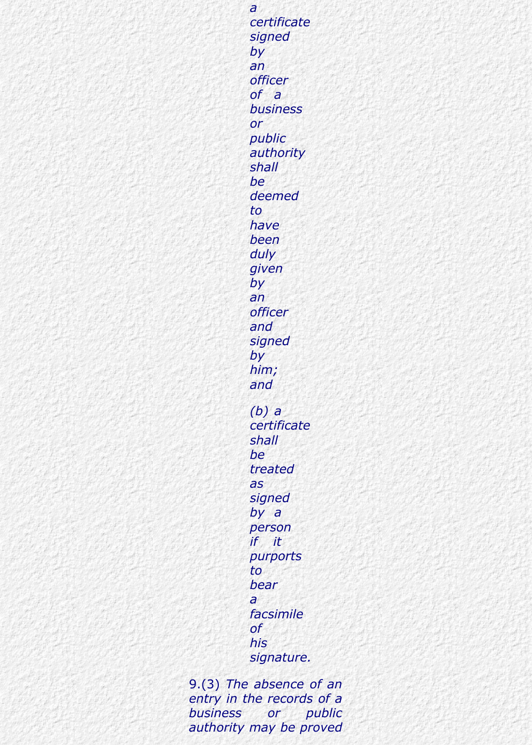*a certificate signed by an officer of a business or public authority shall be deemed to have been duly given by an officer and signed by him; and*

*(b) a certificate shall be treated as signed by a person if it purports to bear a facsimile of his signature.*

9.(3) *The absence of an entry in the records of a business or public authority may be proved*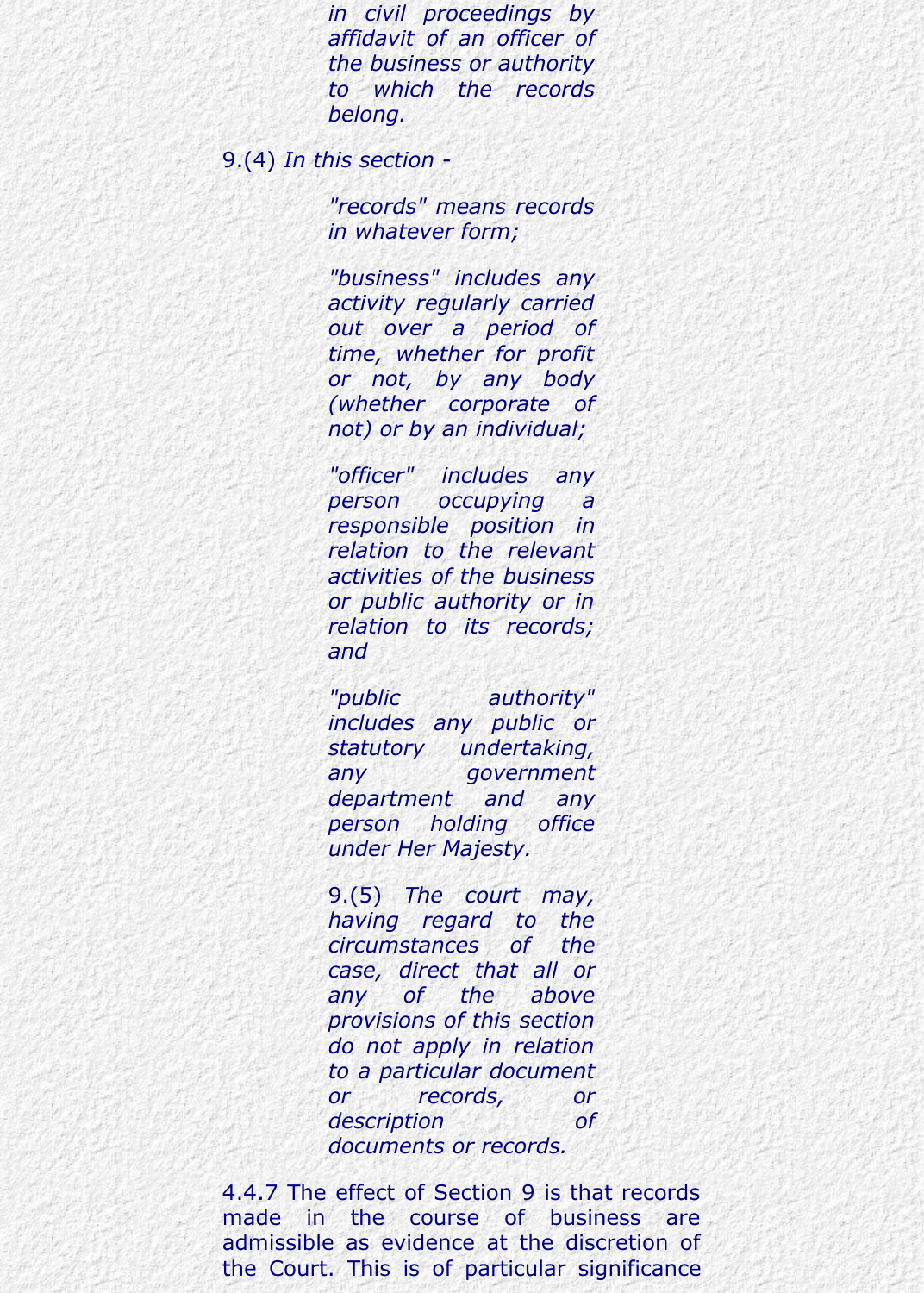*in civil proceedings by affidavit of an officer of the business or authority to which the records belong.*

9.(4) *In this section -*

> *"records" means records in whatever form;*
>
> *"business" includes any activity regularly carried out over a period of time, whether for profit or not, by any body (whether corporate of not) or by an individual;*
>
> *"officer" includes any person occupying a responsible position in relation to the relevant activities of the business or public authority or in relation to its records; and*
>
> *"public authority" includes any public or statutory undertaking, any government department and any person holding office under Her Majesty.*
>
> 9.(5) *The court may, having regard to the circumstances of the case, direct that all or any of the above provisions of this section do not apply in relation to a particular document or records, or description of documents or records.*

4.4.7 The effect of Section 9 is that records made in the course of business are admissible as evidence at the discretion of the Court. This is of particular significance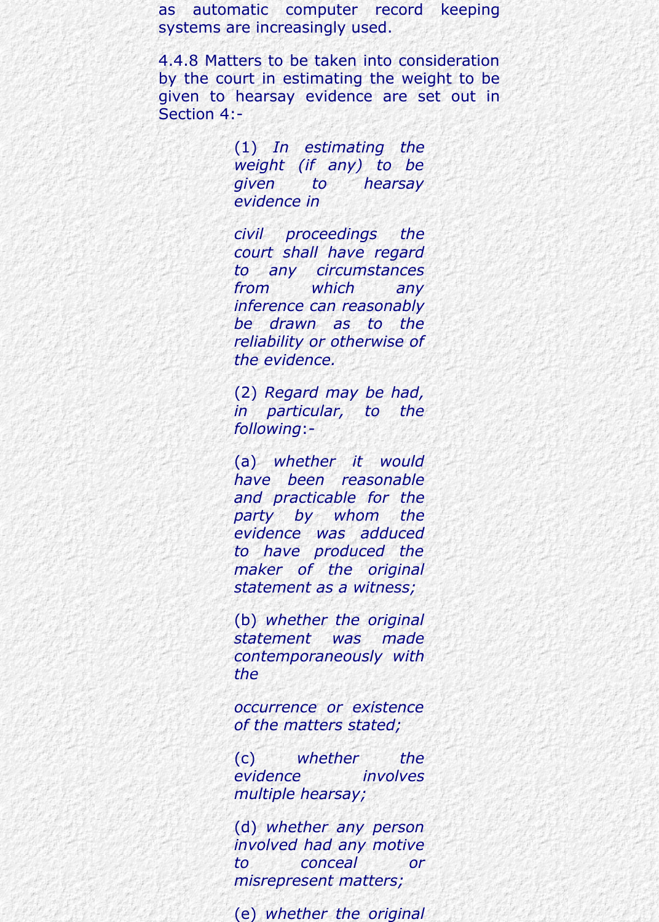as automatic computer record keeping systems are increasingly used.

4.4.8 Matters to be taken into consideration by the court in estimating the weight to be given to hearsay evidence are set out in Section 4:-

> (1) *In estimating the weight (if any) to be given to hearsay evidence in civil proceedings the court shall have regard to any circumstances from which any inference can reasonably be drawn as to the reliability or otherwise of the evidence.*
>
> (2) *Regard may be had, in particular, to the following*:-
>
> (a) *whether it would have been reasonable and practicable for the party by whom the evidence was adduced to have produced the maker of the original statement as a witness;*
>
> (b) *whether the original statement was made contemporaneously with the occurrence or existence of the matters stated;*
>
> (c) *whether the evidence involves multiple hearsay;*
>
> (d) *whether any person involved had any motive to conceal or misrepresent matters;*
>
> (e) *whether the original*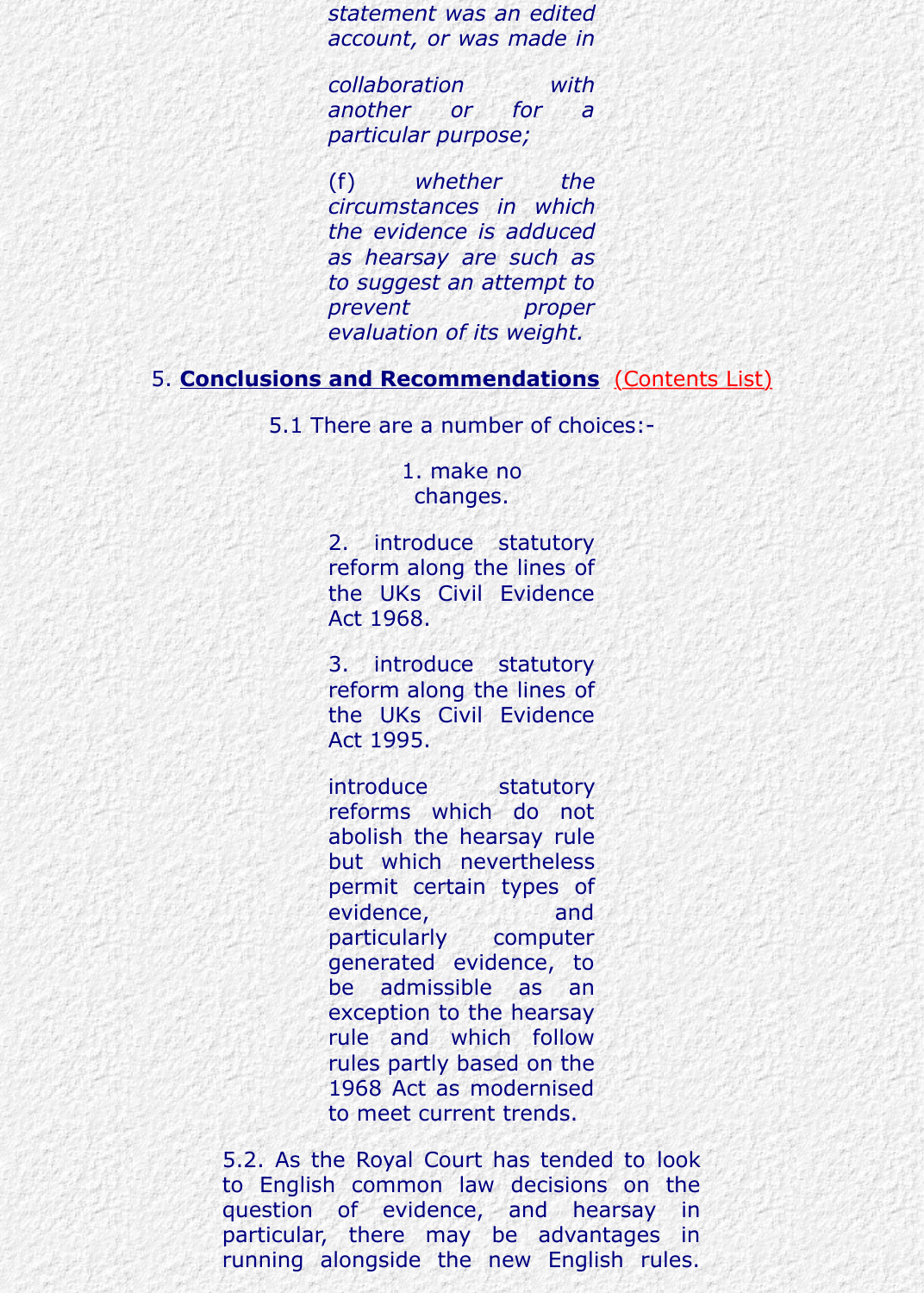*statement was an edited account, or was made in*

*collaboration with another or for a particular purpose;*

*(f) whether the circumstances in which the evidence is adduced as hearsay are such as to suggest an attempt to prevent proper evaluation of its weight.*

## 5. **Conclusions and Recommendations** (Contents List)

5.1 There are a number of choices:-

1. make no changes.

2. introduce statutory reform along the lines of the UKs Civil Evidence Act 1968.

3. introduce statutory reform along the lines of the UKs Civil Evidence Act 1995.

introduce statutory reforms which do not abolish the hearsay rule but which nevertheless permit certain types of evidence, and particularly computer generated evidence, to be admissible as an exception to the hearsay rule and which follow rules partly based on the 1968 Act as modernised to meet current trends.

5.2. As the Royal Court has tended to look to English common law decisions on the question of evidence, and hearsay in particular, there may be advantages in running alongside the new English rules.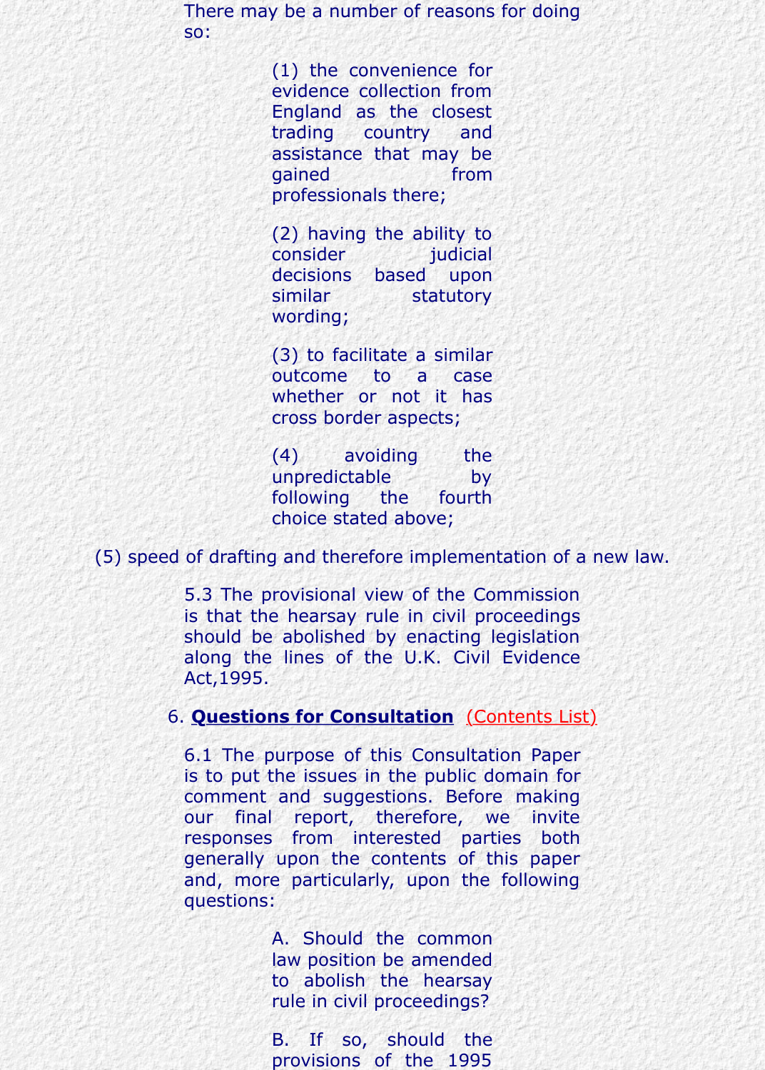There may be a number of reasons for doing so:

(1) the convenience for evidence collection from England as the closest trading country and assistance that may be gained from professionals there;

(2) having the ability to consider judicial decisions based upon similar statutory wording;

(3) to facilitate a similar outcome to a case whether or not it has cross border aspects;

(4) avoiding the unpredictable by following the fourth choice stated above;

(5) speed of drafting and therefore implementation of a new law.

5.3 The provisional view of the Commission is that the hearsay rule in civil proceedings should be abolished by enacting legislation along the lines of the U.K. Civil Evidence Act,1995.

## 6. **Questions for Consultation** (Contents List)

6.1 The purpose of this Consultation Paper is to put the issues in the public domain for comment and suggestions. Before making our final report, therefore, we invite responses from interested parties both generally upon the contents of this paper and, more particularly, upon the following questions:

A. Should the common law position be amended to abolish the hearsay rule in civil proceedings?

B. If so, should the provisions of the 1995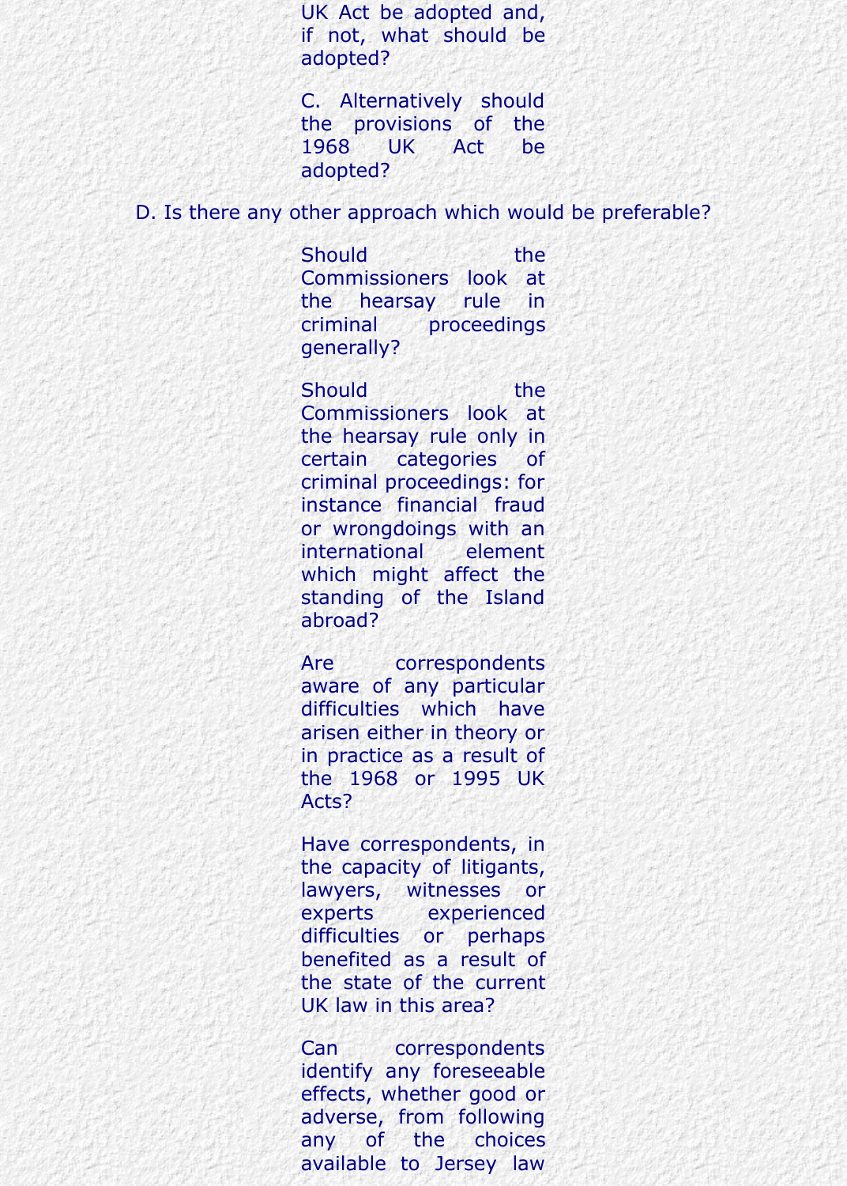UK Act be adopted and, if not, what should be adopted?

C. Alternatively should the provisions of the 1968 UK Act be adopted?

D. Is there any other approach which would be preferable?

Should the Commissioners look at the hearsay rule in criminal proceedings generally?

Should the Commissioners look at the hearsay rule only in certain categories of criminal proceedings: for instance financial fraud or wrongdoings with an international element which might affect the standing of the Island abroad?

Are correspondents aware of any particular difficulties which have arisen either in theory or in practice as a result of the 1968 or 1995 UK Acts?

Have correspondents, in the capacity of litigants, lawyers, witnesses or experts experienced difficulties or perhaps benefited as a result of the state of the current UK law in this area?

Can correspondents identify any foreseeable effects, whether good or adverse, from following any of the choices available to Jersey law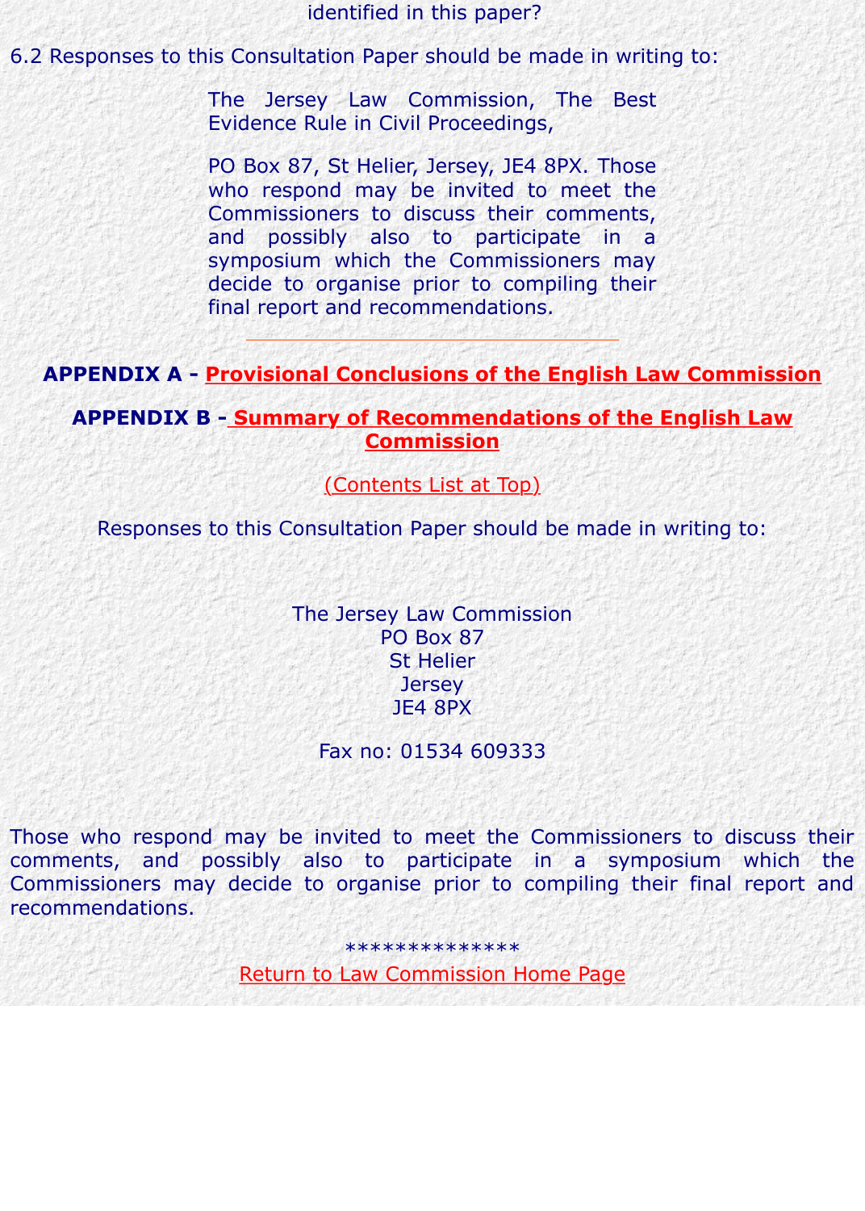identified in this paper?

6.2 Responses to this Consultation Paper should be made in writing to:

The Jersey Law Commission, The Best Evidence Rule in Civil Proceedings,

PO Box 87, St Helier, Jersey, JE4 8PX. Those who respond may be invited to meet the Commissioners to discuss their comments, and possibly also to participate in a symposium which the Commissioners may decide to organise prior to compiling their final report and recommendations.

---

**APPENDIX A - Provisional Conclusions of the English Law Commission**

**APPENDIX B - Summary of Recommendations of the English Law Commission**

(Contents List at Top)

Responses to this Consultation Paper should be made in writing to:

The Jersey Law Commission
PO Box 87
St Helier
Jersey
JE4 8PX

Fax no: 01534 609333

Those who respond may be invited to meet the Commissioners to discuss their comments, and possibly also to participate in a symposium which the Commissioners may decide to organise prior to compiling their final report and recommendations.

**************

Return to Law Commission Home Page